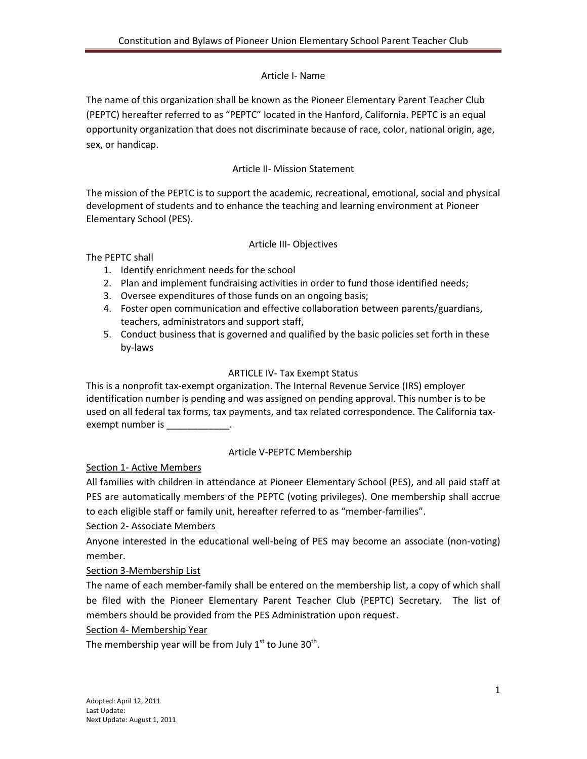## Article I- Name

The name of this organization shall be known as the Pioneer Elementary Parent Teacher Club (PEPTC) hereafter referred to as "PEPTC" located in the Hanford, California. PEPTC is an equal opportunity organization that does not discriminate because of race, color, national origin, age, sex, or handicap.

## Article II- Mission Statement

The mission of the PEPTC is to support the academic, recreational, emotional, social and physical development of students and to enhance the teaching and learning environment at Pioneer Elementary School (PES).

## Article III- Objectives

The PEPTC shall

1. Identify enrichment needs for the school
2. Plan and implement fundraising activities in order to fund those identified needs;
3. Oversee expenditures of those funds on an ongoing basis;
4. Foster open communication and effective collaboration between parents/guardians, teachers, administrators and support staff,
5. Conduct business that is governed and qualified by the basic policies set forth in these by-laws

## ARTICLE IV- Tax Exempt Status

This is a nonprofit tax-exempt organization. The Internal Revenue Service (IRS) employer identification number is pending and was assigned on pending approval. This number is to be used on all federal tax forms, tax payments, and tax related correspondence. The California tax-exempt number is ____________.

## Article V-PEPTC Membership

<u>Section 1- Active Members</u>

All families with children in attendance at Pioneer Elementary School (PES), and all paid staff at PES are automatically members of the PEPTC (voting privileges). One membership shall accrue to each eligible staff or family unit, hereafter referred to as "member-families".

<u>Section 2- Associate Members</u>

Anyone interested in the educational well-being of PES may become an associate (non-voting) member.

<u>Section 3-Membership List</u>

The name of each member-family shall be entered on the membership list, a copy of which shall be filed with the Pioneer Elementary Parent Teacher Club (PEPTC) Secretary. The list of members should be provided from the PES Administration upon request.

<u>Section 4- Membership Year</u>

The membership year will be from July 1st to June 30th.

Adopted: April 12, 2011
Last Update:
Next Update: August 1, 2011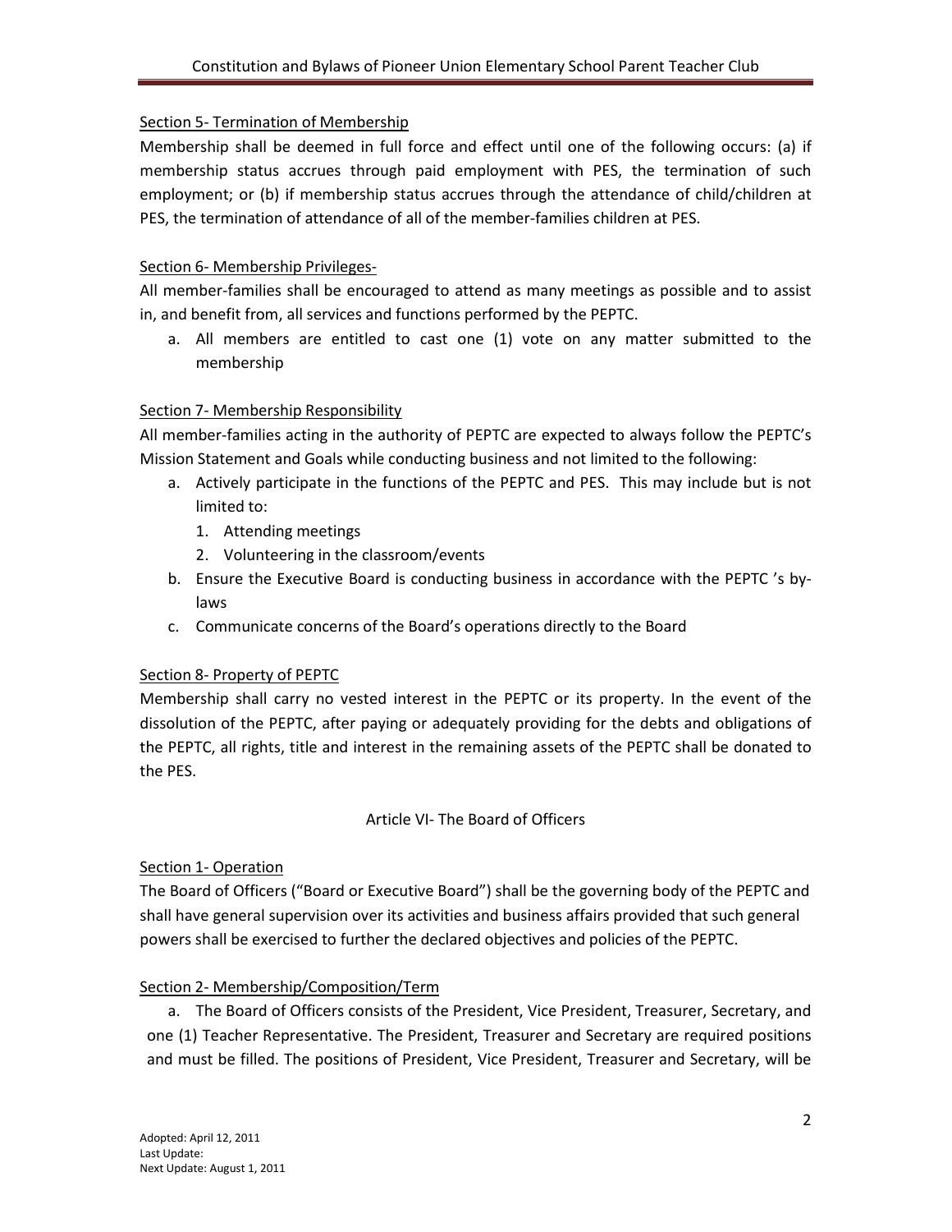Section 5- Termination of Membership

Membership shall be deemed in full force and effect until one of the following occurs: (a) if membership status accrues through paid employment with PES, the termination of such employment; or (b) if membership status accrues through the attendance of child/children at PES, the termination of attendance of all of the member-families children at PES.

Section 6- Membership Privileges-

All member-families shall be encouraged to attend as many meetings as possible and to assist in, and benefit from, all services and functions performed by the PEPTC.

a. All members are entitled to cast one (1) vote on any matter submitted to the membership

Section 7- Membership Responsibility

All member-families acting in the authority of PEPTC are expected to always follow the PEPTC's Mission Statement and Goals while conducting business and not limited to the following:

a. Actively participate in the functions of the PEPTC and PES. This may include but is not limited to:
   1. Attending meetings
   2. Volunteering in the classroom/events
b. Ensure the Executive Board is conducting business in accordance with the PEPTC 's by-laws
c. Communicate concerns of the Board's operations directly to the Board

Section 8- Property of PEPTC

Membership shall carry no vested interest in the PEPTC or its property. In the event of the dissolution of the PEPTC, after paying or adequately providing for the debts and obligations of the PEPTC, all rights, title and interest in the remaining assets of the PEPTC shall be donated to the PES.

## Article VI- The Board of Officers

Section 1- Operation

The Board of Officers ("Board or Executive Board") shall be the governing body of the PEPTC and shall have general supervision over its activities and business affairs provided that such general powers shall be exercised to further the declared objectives and policies of the PEPTC.

Section 2- Membership/Composition/Term

a. The Board of Officers consists of the President, Vice President, Treasurer, Secretary, and one (1) Teacher Representative. The President, Treasurer and Secretary are required positions and must be filled. The positions of President, Vice President, Treasurer and Secretary, will be

Adopted: April 12, 2011
Last Update:
Next Update: August 1, 2011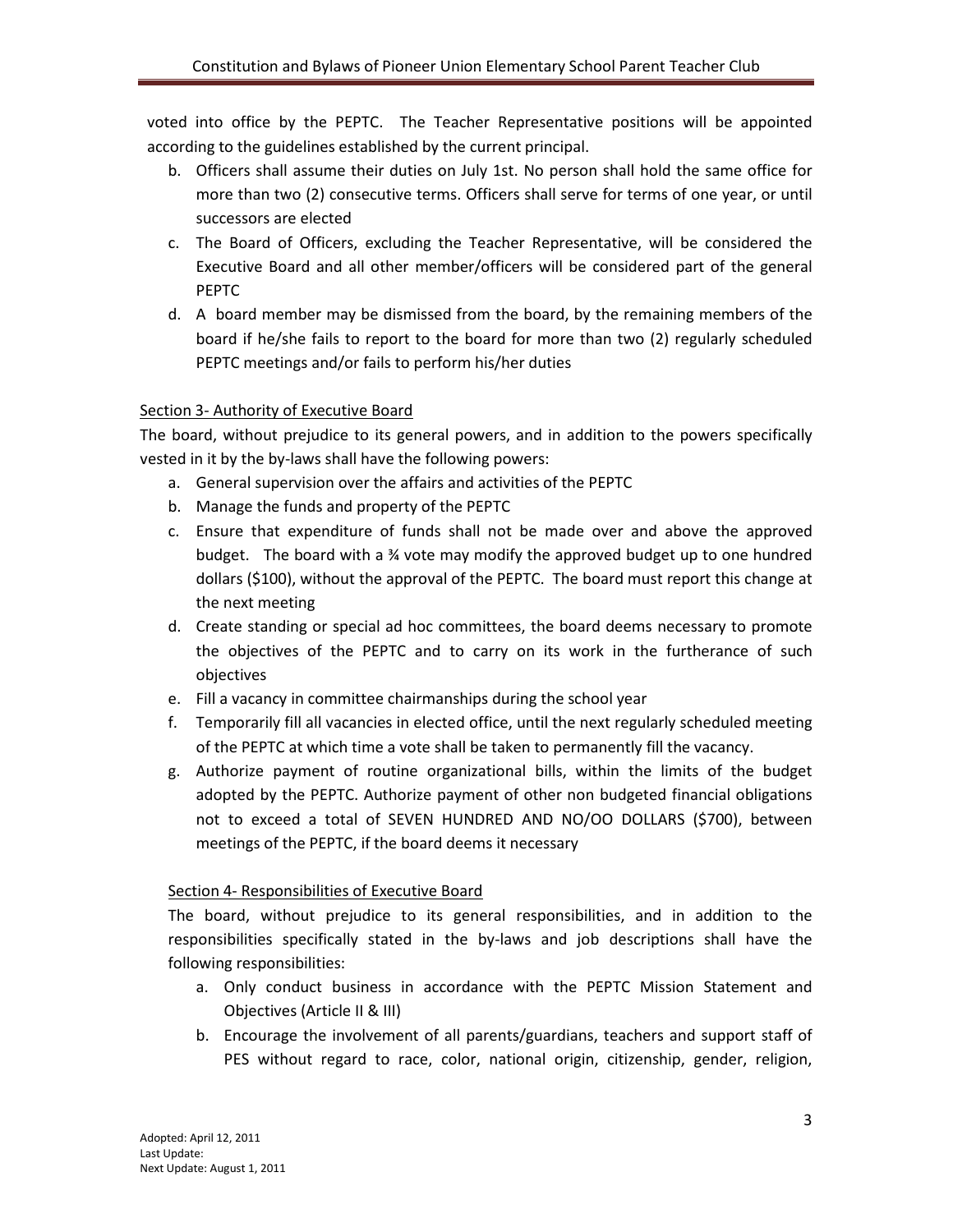voted into office by the PEPTC. The Teacher Representative positions will be appointed according to the guidelines established by the current principal.

b. Officers shall assume their duties on July 1st. No person shall hold the same office for more than two (2) consecutive terms. Officers shall serve for terms of one year, or until successors are elected
c. The Board of Officers, excluding the Teacher Representative, will be considered the Executive Board and all other member/officers will be considered part of the general PEPTC
d. A board member may be dismissed from the board, by the remaining members of the board if he/she fails to report to the board for more than two (2) regularly scheduled PEPTC meetings and/or fails to perform his/her duties

Section 3- Authority of Executive Board

The board, without prejudice to its general powers, and in addition to the powers specifically vested in it by the by-laws shall have the following powers:

a. General supervision over the affairs and activities of the PEPTC
b. Manage the funds and property of the PEPTC
c. Ensure that expenditure of funds shall not be made over and above the approved budget. The board with a ¾ vote may modify the approved budget up to one hundred dollars ($100), without the approval of the PEPTC. The board must report this change at the next meeting
d. Create standing or special ad hoc committees, the board deems necessary to promote the objectives of the PEPTC and to carry on its work in the furtherance of such objectives
e. Fill a vacancy in committee chairmanships during the school year
f. Temporarily fill all vacancies in elected office, until the next regularly scheduled meeting of the PEPTC at which time a vote shall be taken to permanently fill the vacancy.
g. Authorize payment of routine organizational bills, within the limits of the budget adopted by the PEPTC. Authorize payment of other non budgeted financial obligations not to exceed a total of SEVEN HUNDRED AND NO/OO DOLLARS ($700), between meetings of the PEPTC, if the board deems it necessary

Section 4- Responsibilities of Executive Board

The board, without prejudice to its general responsibilities, and in addition to the responsibilities specifically stated in the by-laws and job descriptions shall have the following responsibilities:

a. Only conduct business in accordance with the PEPTC Mission Statement and Objectives (Article II & III)
b. Encourage the involvement of all parents/guardians, teachers and support staff of PES without regard to race, color, national origin, citizenship, gender, religion,

Adopted: April 12, 2011
Last Update:
Next Update: August 1, 2011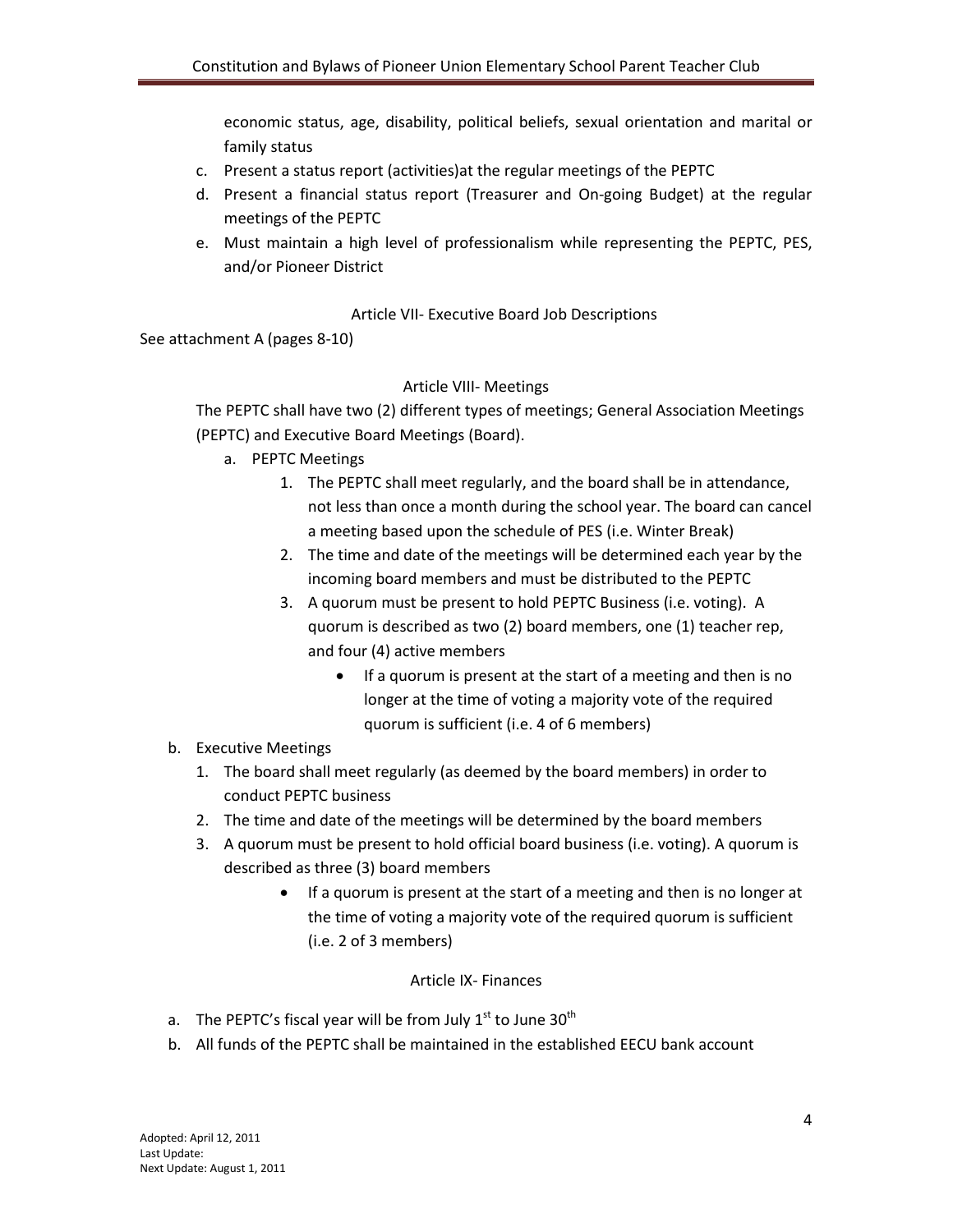economic status, age, disability, political beliefs, sexual orientation and marital or family status

c. Present a status report (activities)at the regular meetings of the PEPTC
d. Present a financial status report (Treasurer and On-going Budget) at the regular meetings of the PEPTC
e. Must maintain a high level of professionalism while representing the PEPTC, PES, and/or Pioneer District

## Article VII- Executive Board Job Descriptions

See attachment A (pages 8-10)

## Article VIII- Meetings

The PEPTC shall have two (2) different types of meetings; General Association Meetings (PEPTC) and Executive Board Meetings (Board).

a. PEPTC Meetings
   1. The PEPTC shall meet regularly, and the board shall be in attendance, not less than once a month during the school year. The board can cancel a meeting based upon the schedule of PES (i.e. Winter Break)
   2. The time and date of the meetings will be determined each year by the incoming board members and must be distributed to the PEPTC
   3. A quorum must be present to hold PEPTC Business (i.e. voting). A quorum is described as two (2) board members, one (1) teacher rep, and four (4) active members
      - If a quorum is present at the start of a meeting and then is no longer at the time of voting a majority vote of the required quorum is sufficient (i.e. 4 of 6 members)

b. Executive Meetings
   1. The board shall meet regularly (as deemed by the board members) in order to conduct PEPTC business
   2. The time and date of the meetings will be determined by the board members
   3. A quorum must be present to hold official board business (i.e. voting). A quorum is described as three (3) board members
      - If a quorum is present at the start of a meeting and then is no longer at the time of voting a majority vote of the required quorum is sufficient (i.e. 2 of 3 members)

## Article IX- Finances

a. The PEPTC's fiscal year will be from July 1st to June 30th
b. All funds of the PEPTC shall be maintained in the established EECU bank account

Adopted: April 12, 2011
Last Update:
Next Update: August 1, 2011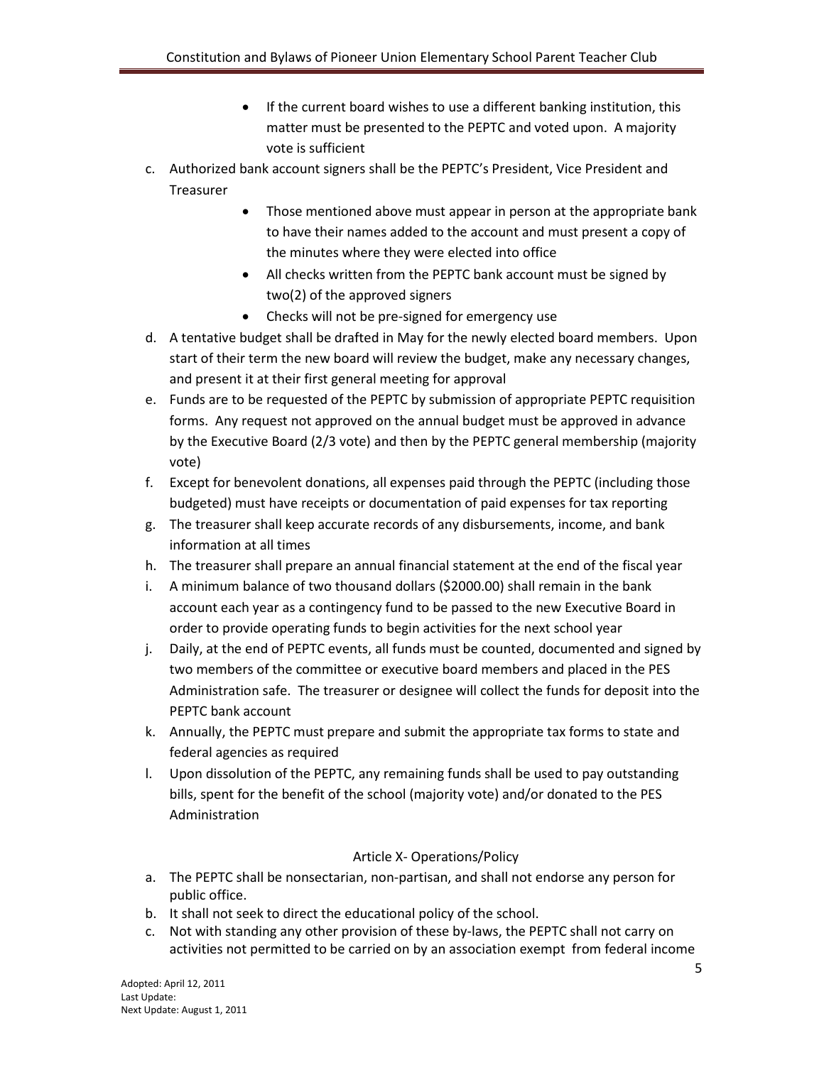- If the current board wishes to use a different banking institution, this matter must be presented to the PEPTC and voted upon. A majority vote is sufficient

c. Authorized bank account signers shall be the PEPTC's President, Vice President and Treasurer
   - Those mentioned above must appear in person at the appropriate bank to have their names added to the account and must present a copy of the minutes where they were elected into office
   - All checks written from the PEPTC bank account must be signed by two(2) of the approved signers
   - Checks will not be pre-signed for emergency use

d. A tentative budget shall be drafted in May for the newly elected board members. Upon start of their term the new board will review the budget, make any necessary changes, and present it at their first general meeting for approval

e. Funds are to be requested of the PEPTC by submission of appropriate PEPTC requisition forms. Any request not approved on the annual budget must be approved in advance by the Executive Board (2/3 vote) and then by the PEPTC general membership (majority vote)

f. Except for benevolent donations, all expenses paid through the PEPTC (including those budgeted) must have receipts or documentation of paid expenses for tax reporting

g. The treasurer shall keep accurate records of any disbursements, income, and bank information at all times

h. The treasurer shall prepare an annual financial statement at the end of the fiscal year

i. A minimum balance of two thousand dollars ($2000.00) shall remain in the bank account each year as a contingency fund to be passed to the new Executive Board in order to provide operating funds to begin activities for the next school year

j. Daily, at the end of PEPTC events, all funds must be counted, documented and signed by two members of the committee or executive board members and placed in the PES Administration safe. The treasurer or designee will collect the funds for deposit into the PEPTC bank account

k. Annually, the PEPTC must prepare and submit the appropriate tax forms to state and federal agencies as required

l. Upon dissolution of the PEPTC, any remaining funds shall be used to pay outstanding bills, spent for the benefit of the school (majority vote) and/or donated to the PES Administration

## Article X- Operations/Policy

a. The PEPTC shall be nonsectarian, non-partisan, and shall not endorse any person for public office.

b. It shall not seek to direct the educational policy of the school.

c. Not with standing any other provision of these by-laws, the PEPTC shall not carry on activities not permitted to be carried on by an association exempt from federal income

Adopted: April 12, 2011
Last Update:
Next Update: August 1, 2011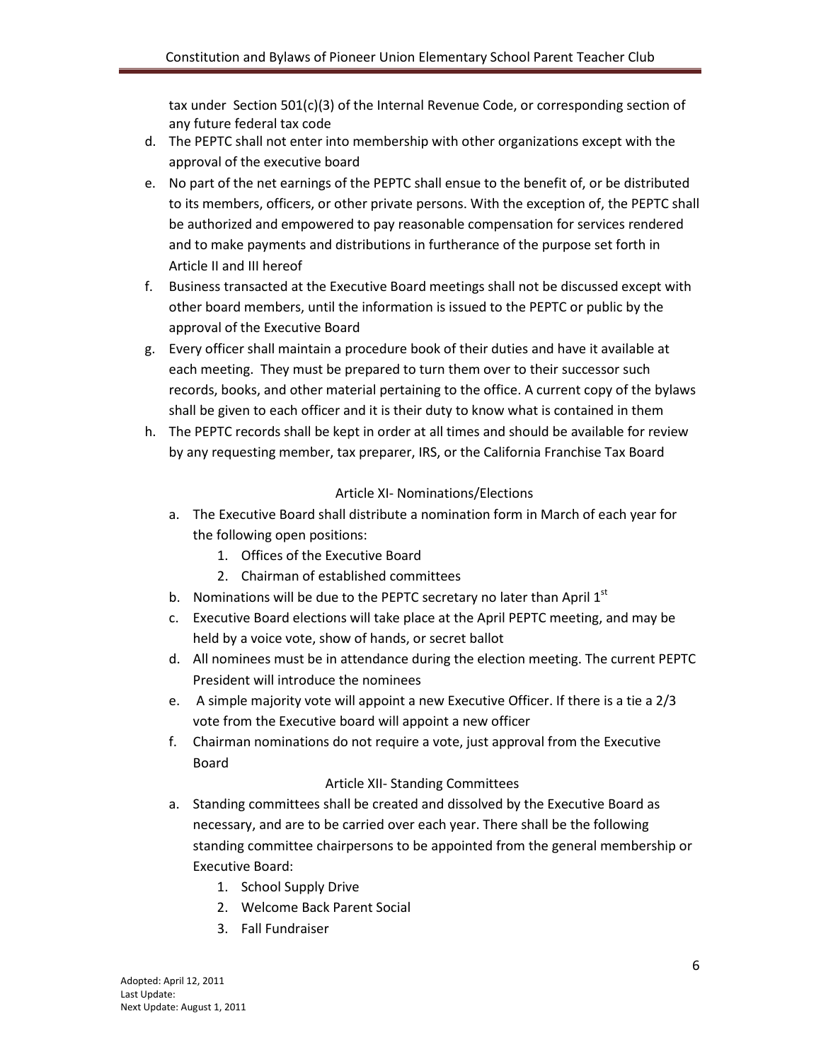tax under Section 501(c)(3) of the Internal Revenue Code, or corresponding section of any future federal tax code

d. The PEPTC shall not enter into membership with other organizations except with the approval of the executive board
e. No part of the net earnings of the PEPTC shall ensue to the benefit of, or be distributed to its members, officers, or other private persons. With the exception of, the PEPTC shall be authorized and empowered to pay reasonable compensation for services rendered and to make payments and distributions in furtherance of the purpose set forth in Article II and III hereof
f. Business transacted at the Executive Board meetings shall not be discussed except with other board members, until the information is issued to the PEPTC or public by the approval of the Executive Board
g. Every officer shall maintain a procedure book of their duties and have it available at each meeting. They must be prepared to turn them over to their successor such records, books, and other material pertaining to the office. A current copy of the bylaws shall be given to each officer and it is their duty to know what is contained in them
h. The PEPTC records shall be kept in order at all times and should be available for review by any requesting member, tax preparer, IRS, or the California Franchise Tax Board

## Article XI- Nominations/Elections

a. The Executive Board shall distribute a nomination form in March of each year for the following open positions:
   1. Offices of the Executive Board
   2. Chairman of established committees
b. Nominations will be due to the PEPTC secretary no later than April 1st
c. Executive Board elections will take place at the April PEPTC meeting, and may be held by a voice vote, show of hands, or secret ballot
d. All nominees must be in attendance during the election meeting. The current PEPTC President will introduce the nominees
e. A simple majority vote will appoint a new Executive Officer. If there is a tie a 2/3 vote from the Executive board will appoint a new officer
f. Chairman nominations do not require a vote, just approval from the Executive Board

## Article XII- Standing Committees

a. Standing committees shall be created and dissolved by the Executive Board as necessary, and are to be carried over each year. There shall be the following standing committee chairpersons to be appointed from the general membership or Executive Board:
   1. School Supply Drive
   2. Welcome Back Parent Social
   3. Fall Fundraiser

Adopted: April 12, 2011
Last Update:
Next Update: August 1, 2011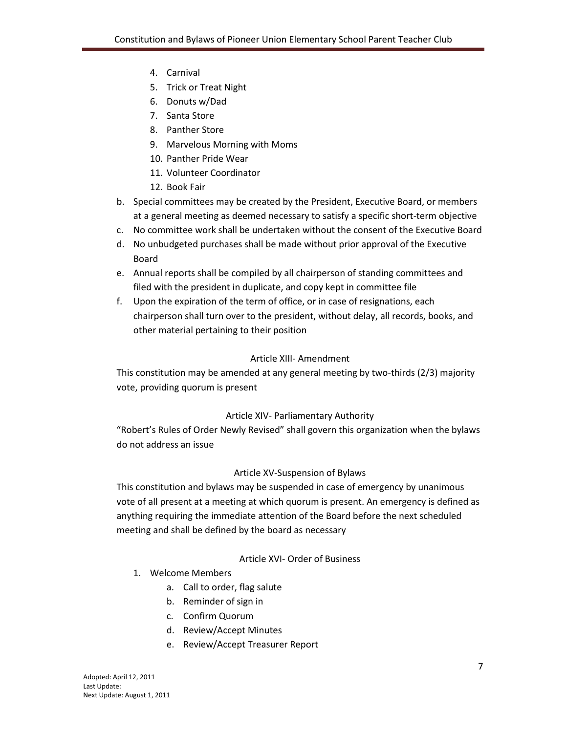4. Carnival
5. Trick or Treat Night
6. Donuts w/Dad
7. Santa Store
8. Panther Store
9. Marvelous Morning with Moms
10. Panther Pride Wear
11. Volunteer Coordinator
12. Book Fair

b. Special committees may be created by the President, Executive Board, or members at a general meeting as deemed necessary to satisfy a specific short-term objective
c. No committee work shall be undertaken without the consent of the Executive Board
d. No unbudgeted purchases shall be made without prior approval of the Executive Board
e. Annual reports shall be compiled by all chairperson of standing committees and filed with the president in duplicate, and copy kept in committee file
f. Upon the expiration of the term of office, or in case of resignations, each chairperson shall turn over to the president, without delay, all records, books, and other material pertaining to their position

## Article XIII- Amendment

This constitution may be amended at any general meeting by two-thirds (2/3) majority vote, providing quorum is present

## Article XIV- Parliamentary Authority

"Robert's Rules of Order Newly Revised" shall govern this organization when the bylaws do not address an issue

## Article XV-Suspension of Bylaws

This constitution and bylaws may be suspended in case of emergency by unanimous vote of all present at a meeting at which quorum is present. An emergency is defined as anything requiring the immediate attention of the Board before the next scheduled meeting and shall be defined by the board as necessary

## Article XVI- Order of Business

1. Welcome Members
   a. Call to order, flag salute
   b. Reminder of sign in
   c. Confirm Quorum
   d. Review/Accept Minutes
   e. Review/Accept Treasurer Report

Adopted: April 12, 2011
Last Update:
Next Update: August 1, 2011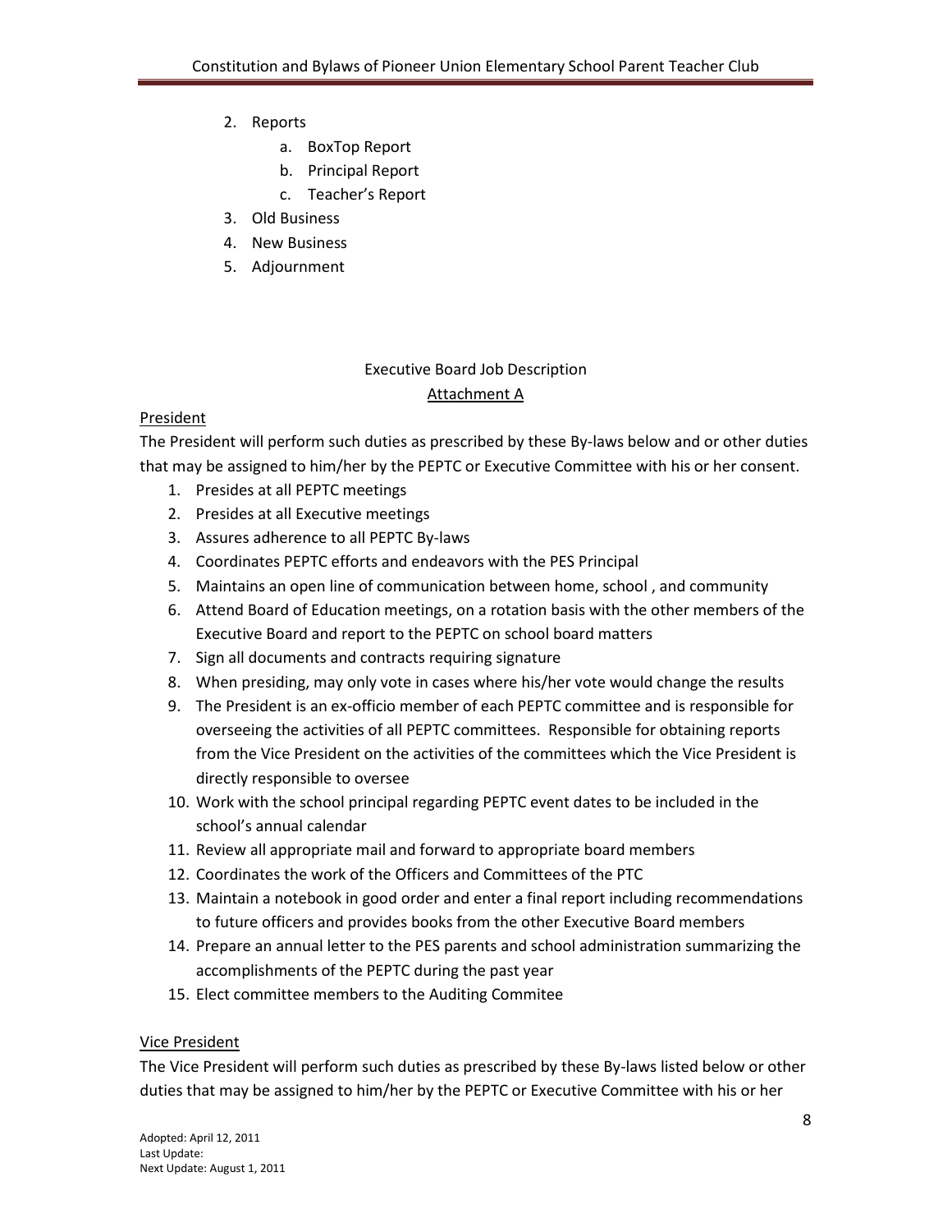2. Reports
    a. BoxTop Report
    b. Principal Report
    c. Teacher's Report
3. Old Business
4. New Business
5. Adjournment

Executive Board Job Description

Attachment A

President

The President will perform such duties as prescribed by these By-laws below and or other duties that may be assigned to him/her by the PEPTC or Executive Committee with his or her consent.

1. Presides at all PEPTC meetings
2. Presides at all Executive meetings
3. Assures adherence to all PEPTC By-laws
4. Coordinates PEPTC efforts and endeavors with the PES Principal
5. Maintains an open line of communication between home, school , and community
6. Attend Board of Education meetings, on a rotation basis with the other members of the Executive Board and report to the PEPTC on school board matters
7. Sign all documents and contracts requiring signature
8. When presiding, may only vote in cases where his/her vote would change the results
9. The President is an ex-officio member of each PEPTC committee and is responsible for overseeing the activities of all PEPTC committees. Responsible for obtaining reports from the Vice President on the activities of the committees which the Vice President is directly responsible to oversee
10. Work with the school principal regarding PEPTC event dates to be included in the school's annual calendar
11. Review all appropriate mail and forward to appropriate board members
12. Coordinates the work of the Officers and Committees of the PTC
13. Maintain a notebook in good order and enter a final report including recommendations to future officers and provides books from the other Executive Board members
14. Prepare an annual letter to the PES parents and school administration summarizing the accomplishments of the PEPTC during the past year
15. Elect committee members to the Auditing Commitee

Vice President

The Vice President will perform such duties as prescribed by these By-laws listed below or other duties that may be assigned to him/her by the PEPTC or Executive Committee with his or her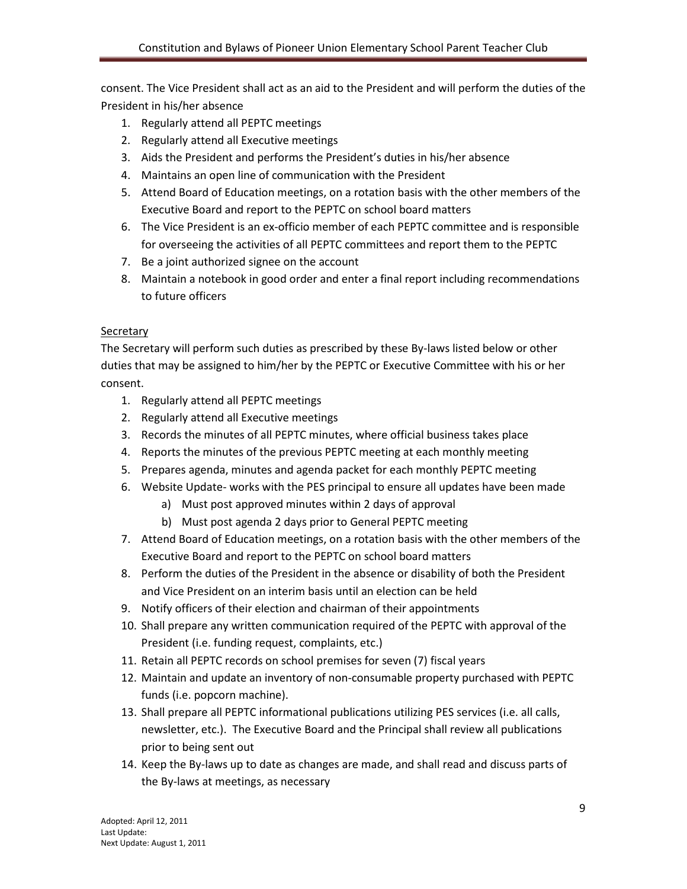consent. The Vice President shall act as an aid to the President and will perform the duties of the President in his/her absence

1. Regularly attend all PEPTC meetings
2. Regularly attend all Executive meetings
3. Aids the President and performs the President's duties in his/her absence
4. Maintains an open line of communication with the President
5. Attend Board of Education meetings, on a rotation basis with the other members of the Executive Board and report to the PEPTC on school board matters
6. The Vice President is an ex-officio member of each PEPTC committee and is responsible for overseeing the activities of all PEPTC committees and report them to the PEPTC
7. Be a joint authorized signee on the account
8. Maintain a notebook in good order and enter a final report including recommendations to future officers

<u>Secretary</u>

The Secretary will perform such duties as prescribed by these By-laws listed below or other duties that may be assigned to him/her by the PEPTC or Executive Committee with his or her consent.

1. Regularly attend all PEPTC meetings
2. Regularly attend all Executive meetings
3. Records the minutes of all PEPTC minutes, where official business takes place
4. Reports the minutes of the previous PEPTC meeting at each monthly meeting
5. Prepares agenda, minutes and agenda packet for each monthly PEPTC meeting
6. Website Update- works with the PES principal to ensure all updates have been made
    a) Must post approved minutes within 2 days of approval
    b) Must post agenda 2 days prior to General PEPTC meeting
7. Attend Board of Education meetings, on a rotation basis with the other members of the Executive Board and report to the PEPTC on school board matters
8. Perform the duties of the President in the absence or disability of both the President and Vice President on an interim basis until an election can be held
9. Notify officers of their election and chairman of their appointments
10. Shall prepare any written communication required of the PEPTC with approval of the President (i.e. funding request, complaints, etc.)
11. Retain all PEPTC records on school premises for seven (7) fiscal years
12. Maintain and update an inventory of non-consumable property purchased with PEPTC funds (i.e. popcorn machine).
13. Shall prepare all PEPTC informational publications utilizing PES services (i.e. all calls, newsletter, etc.). The Executive Board and the Principal shall review all publications prior to being sent out
14. Keep the By-laws up to date as changes are made, and shall read and discuss parts of the By-laws at meetings, as necessary

Adopted: April 12, 2011
Last Update:
Next Update: August 1, 2011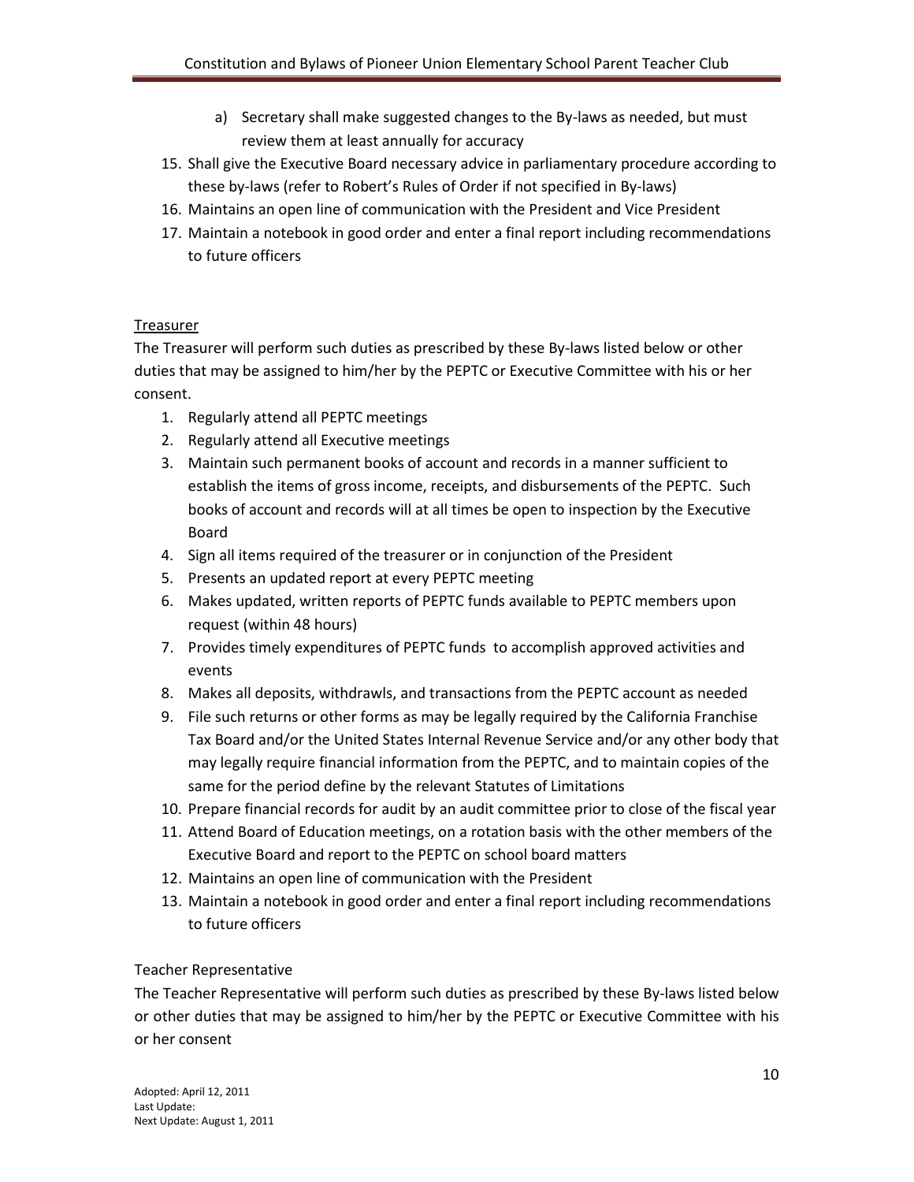a) Secretary shall make suggested changes to the By-laws as needed, but must review them at least annually for accuracy

15. Shall give the Executive Board necessary advice in parliamentary procedure according to these by-laws (refer to Robert's Rules of Order if not specified in By-laws)
16. Maintains an open line of communication with the President and Vice President
17. Maintain a notebook in good order and enter a final report including recommendations to future officers

<u>Treasurer</u>

The Treasurer will perform such duties as prescribed by these By-laws listed below or other duties that may be assigned to him/her by the PEPTC or Executive Committee with his or her consent.

1. Regularly attend all PEPTC meetings
2. Regularly attend all Executive meetings
3. Maintain such permanent books of account and records in a manner sufficient to establish the items of gross income, receipts, and disbursements of the PEPTC. Such books of account and records will at all times be open to inspection by the Executive Board
4. Sign all items required of the treasurer or in conjunction of the President
5. Presents an updated report at every PEPTC meeting
6. Makes updated, written reports of PEPTC funds available to PEPTC members upon request (within 48 hours)
7. Provides timely expenditures of PEPTC funds to accomplish approved activities and events
8. Makes all deposits, withdrawls, and transactions from the PEPTC account as needed
9. File such returns or other forms as may be legally required by the California Franchise Tax Board and/or the United States Internal Revenue Service and/or any other body that may legally require financial information from the PEPTC, and to maintain copies of the same for the period define by the relevant Statutes of Limitations
10. Prepare financial records for audit by an audit committee prior to close of the fiscal year
11. Attend Board of Education meetings, on a rotation basis with the other members of the Executive Board and report to the PEPTC on school board matters
12. Maintains an open line of communication with the President
13. Maintain a notebook in good order and enter a final report including recommendations to future officers

Teacher Representative

The Teacher Representative will perform such duties as prescribed by these By-laws listed below or other duties that may be assigned to him/her by the PEPTC or Executive Committee with his or her consent

Adopted: April 12, 2011
Last Update:
Next Update: August 1, 2011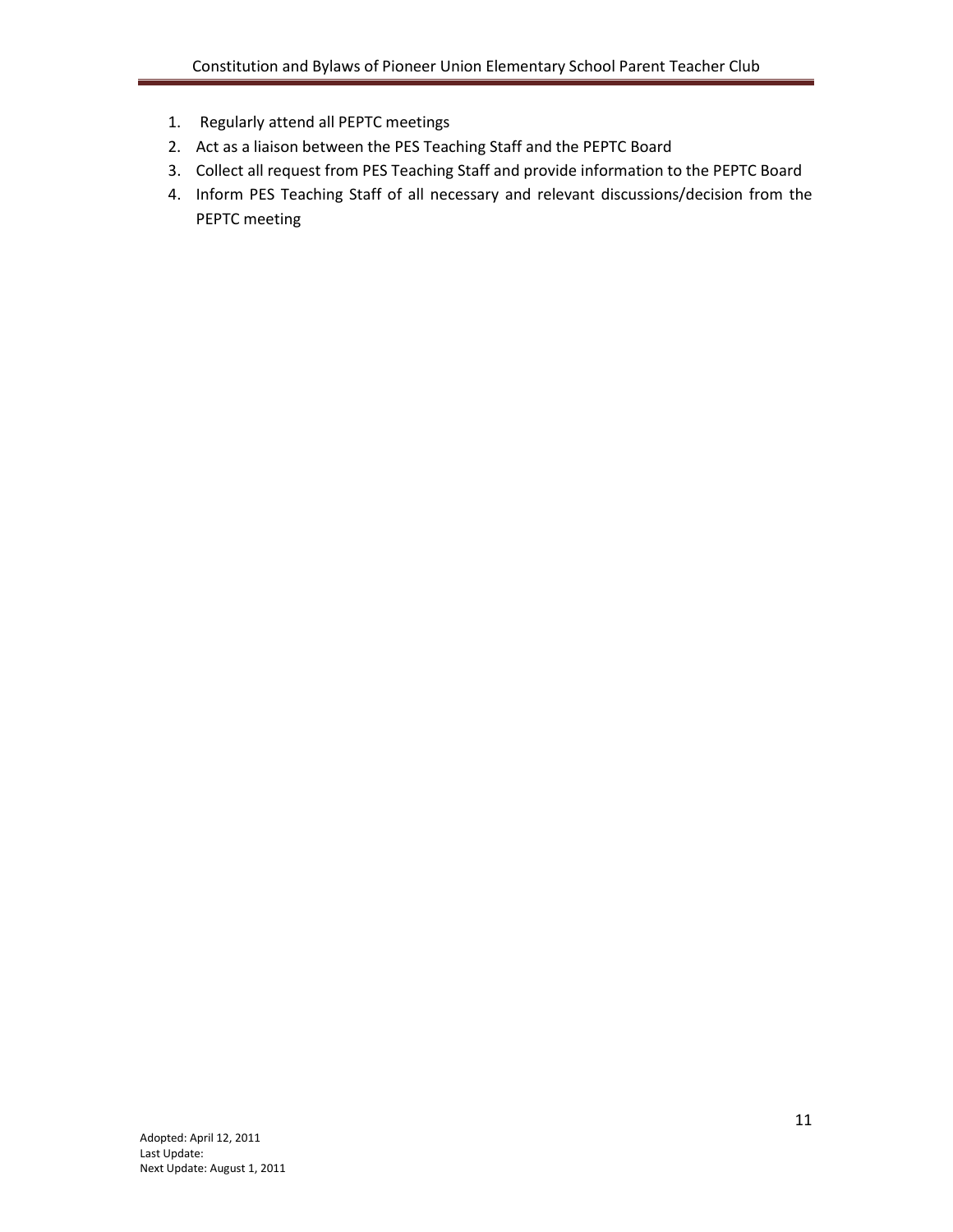1. Regularly attend all PEPTC meetings
2. Act as a liaison between the PES Teaching Staff and the PEPTC Board
3. Collect all request from PES Teaching Staff and provide information to the PEPTC Board
4. Inform PES Teaching Staff of all necessary and relevant discussions/decision from the PEPTC meeting

Adopted: April 12, 2011
Last Update:
Next Update: August 1, 2011